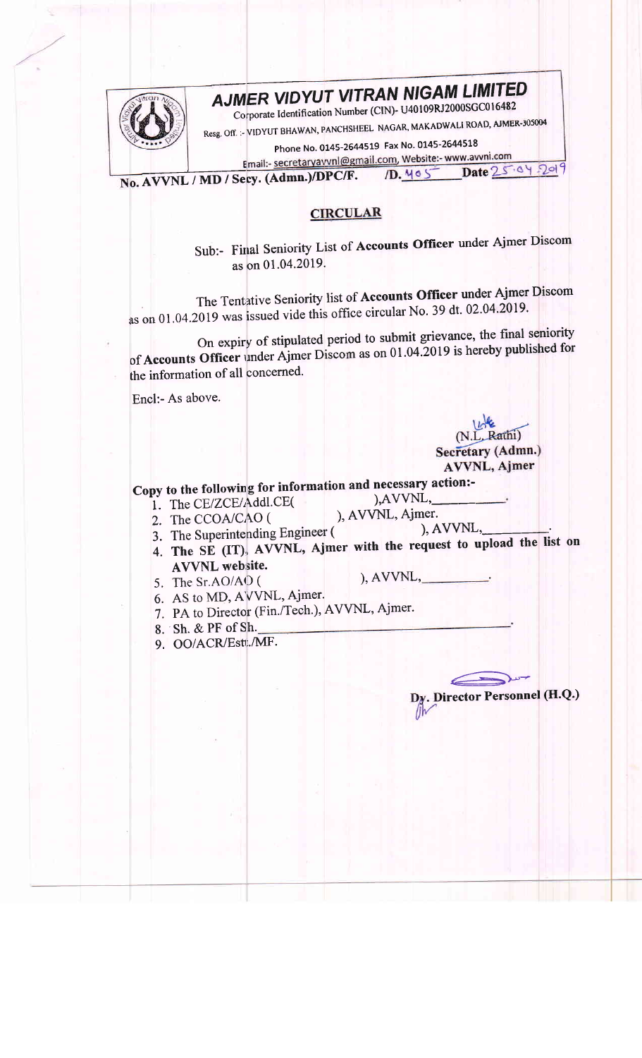# AJMER VIDYUT VITRAN NIGAM LIMITED

Corporate Identification Number (CIN)- U40109RJ2000SGC016482

Resg. Off. :- VIDYUT BHAWAN, PANCHSHEEL NAGAR, MAKADWALI ROAD, AJMER-305004

Phone No. 0145-2644519 Fax No. 0145-2644518

Email:- secretaryavvnl@gmail.com, Website:- www.avvnl.com

**No. AVVNL / MD / Secy. (Admn.)/DPC/F. /D. 405 Date 25.04.2019**

## CIRCULAR

Sub:- Final Seniority List of **Accounts Officer** under Ajmer Discom as on 01.04.2019.

The Tentative Seniority list of **Accounts Officer** under Ajmer Discom as on 01.04.2019 was issued vide this office circular No. 39 dt. 02.04.2019.

On expiry of stipulated period to submit grievance, the final seniority of **Accounts Officer** under Ajmer Discom as on 01.04.2019 is hereby published for the information of all concerned.

Encl:- As above.

(N.L. Rathi)
**Secretary (Admn.)**
**AVVNL, Ajmer**

**Copy to the following for information and necessary action:-**

1. The CE/ZCE/Addl.CE( ),AVVNL,\_\_\_\_\_\_\_\_\_\_.
2. The CCOA/CAO ( ), AVVNL, Ajmer.
3. The Superintending Engineer ( ), AVVNL,\_\_\_\_\_\_\_\_\_\_.
4. **The SE (IT), AVVNL, Ajmer with the request to upload the list on AVVNL website.**
5. The Sr.AO/AO ( ), AVVNL,\_\_\_\_\_\_\_\_\_\_.
6. AS to MD, AVVNL, Ajmer.
7. PA to Director (Fin./Tech.), AVVNL, Ajmer.
8. Sh. & PF of Sh.\_\_\_\_\_\_\_\_\_\_\_\_\_\_\_\_\_\_\_\_.
9. OO/ACR/Estt./MF.

**Dy. Director Personnel (H.Q.)**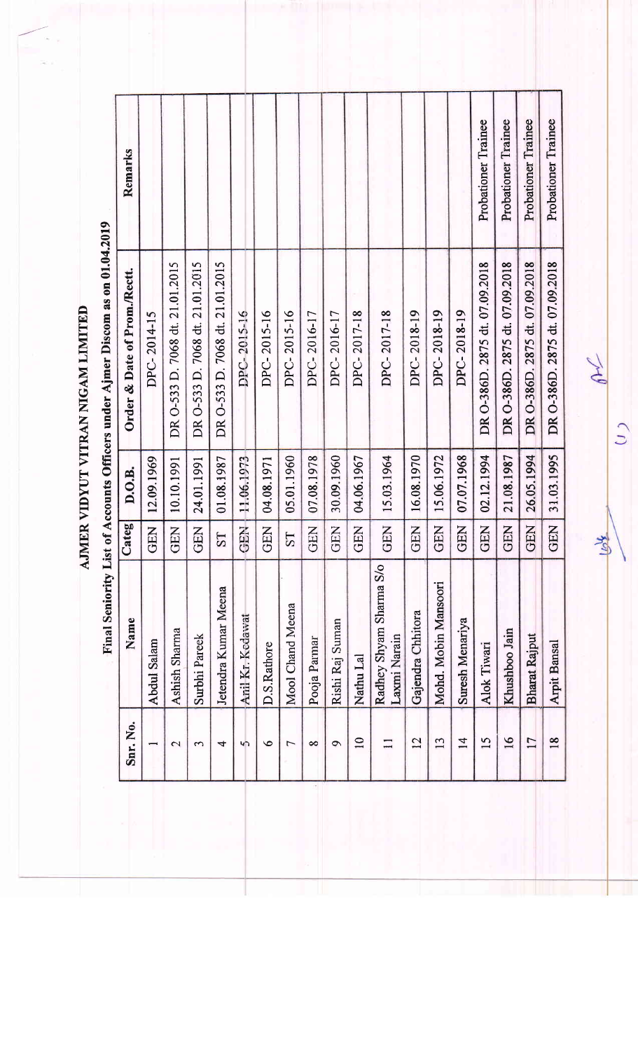# AJMER VIDYUT VITRAN NIGAM LIMITED

## Final Seniority List of Accounts Officers under Ajmer Discom as on 01.04.2019

| Snr. No. | Name | Categ | D.O.B. | Order & Date of Prom./Rectt. | Remarks |
|---|---|---|---|---|---|
| 1 | Abdul Salam | GEN | 12.09.1969 | DPC- 2014-15 | |
| 2 | Ashish Sharma | GEN | 10.10.1991 | DR O-533 D. 7068 dt. 21.01.2015 | |
| 3 | Surbhi Pareek | GEN | 24.01.1991 | DR O-533 D. 7068 dt. 21.01.2015 | |
| 4 | Jetendra Kumar Meena | ST | 01.08.1987 | DR O-533 D. 7068 dt. 21.01.2015 | |
| 5 | Anil Kr. Kedawat | GEN | 11.06.1973 | DPC- 2015-16 | |
| 6 | D.S.Rathore | GEN | 04.08.1971 | DPC- 2015-16 | |
| 7 | Mool Chand Meena | ST | 05.01.1960 | DPC- 2015-16 | |
| 8 | Pooja Parmar | GEN | 07.08.1978 | DPC- 2016-17 | |
| 9 | Rishi Raj Suman | GEN | 30.09.1960 | DPC- 2016-17 | |
| 10 | Nathu Lal | GEN | 04.06.1967 | DPC- 2017-18 | |
| 11 | Radhey Shyam Sharma S/o Laxmi Narain | GEN | 15.03.1964 | DPC- 2017-18 | |
| 12 | Gajendra Chhitora | GEN | 16.08.1970 | DPC- 2018-19 | |
| 13 | Mohd. Mobin Mansoori | GEN | 15.06.1972 | DPC- 2018-19 | |
| 14 | Suresh Menariya | GEN | 07.07.1968 | DPC- 2018-19 | |
| 15 | Alok Tiwari | GEN | 02.12.1994 | DR O-386D. 2875 dt. 07.09.2018 | Probationer Trainee |
| 16 | Khushboo Jain | GEN | 21.08.1987 | DR O-386D. 2875 dt. 07.09.2018 | Probationer Trainee |
| 17 | Bharat Rajput | GEN | 26.05.1994 | DR O-386D. 2875 dt. 07.09.2018 | Probationer Trainee |
| 18 | Arpit Bansal | GEN | 31.03.1995 | DR O-386D. 2875 dt. 07.09.2018 | Probationer Trainee |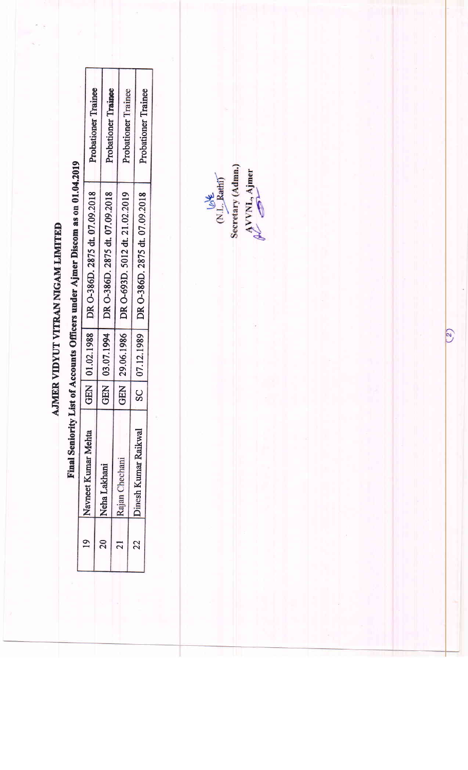# AJMER VIDYUT VITRAN NIGAM LIMITED

## Final Seniority List of Accounts Officers under Ajmer Discom as on 01.04.2019

| | | | | | |
|---|---|---|---|---|---|
| 19 | Navneet Kumar Mehta | GEN | 01.02.1988 | DR O-386D. 2875 dt. 07.09.2018 | Probationer Trainee |
| 20 | Neha Lakhani | GEN | 03.07.1994 | DR O-386D. 2875 dt. 07.09.2018 | Probationer Trainee |
| 21 | Rajan Chechani | GEN | 29.06.1986 | DR O-693D. 5012 dt. 21.02.2019 | Probationer Trainee |
| 22 | Dinesh Kumar Raikwal | SC | 07.12.1989 | DR O-386D. 2875 dt. 07.09.2018 | Probationer Trainee |

(N.L. Rathi)
Secretary (Admn.)
AVVNL, Ajmer